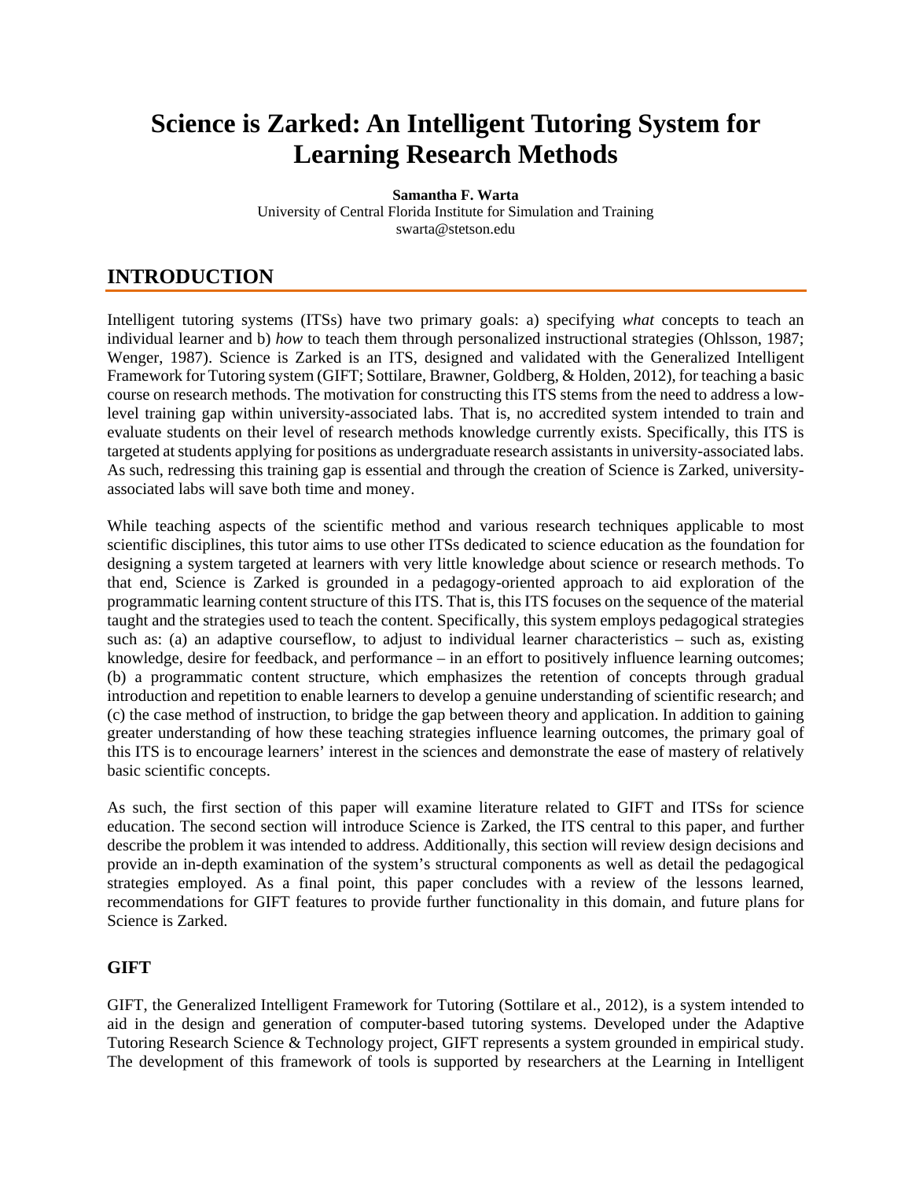# Science is Zarked: An Intelligent Tutoring System for Learning Research Methods

**Samantha F. Warta**
University of Central Florida Institute for Simulation and Training
swarta@stetson.edu

## INTRODUCTION

Intelligent tutoring systems (ITSs) have two primary goals: a) specifying *what* concepts to teach an individual learner and b) *how* to teach them through personalized instructional strategies (Ohlsson, 1987; Wenger, 1987). Science is Zarked is an ITS, designed and validated with the Generalized Intelligent Framework for Tutoring system (GIFT; Sottilare, Brawner, Goldberg, & Holden, 2012), for teaching a basic course on research methods. The motivation for constructing this ITS stems from the need to address a low-level training gap within university-associated labs. That is, no accredited system intended to train and evaluate students on their level of research methods knowledge currently exists. Specifically, this ITS is targeted at students applying for positions as undergraduate research assistants in university-associated labs. As such, redressing this training gap is essential and through the creation of Science is Zarked, university-associated labs will save both time and money.

While teaching aspects of the scientific method and various research techniques applicable to most scientific disciplines, this tutor aims to use other ITSs dedicated to science education as the foundation for designing a system targeted at learners with very little knowledge about science or research methods. To that end, Science is Zarked is grounded in a pedagogy-oriented approach to aid exploration of the programmatic learning content structure of this ITS. That is, this ITS focuses on the sequence of the material taught and the strategies used to teach the content. Specifically, this system employs pedagogical strategies such as: (a) an adaptive courseflow, to adjust to individual learner characteristics – such as, existing knowledge, desire for feedback, and performance – in an effort to positively influence learning outcomes; (b) a programmatic content structure, which emphasizes the retention of concepts through gradual introduction and repetition to enable learners to develop a genuine understanding of scientific research; and (c) the case method of instruction, to bridge the gap between theory and application. In addition to gaining greater understanding of how these teaching strategies influence learning outcomes, the primary goal of this ITS is to encourage learners' interest in the sciences and demonstrate the ease of mastery of relatively basic scientific concepts.

As such, the first section of this paper will examine literature related to GIFT and ITSs for science education. The second section will introduce Science is Zarked, the ITS central to this paper, and further describe the problem it was intended to address. Additionally, this section will review design decisions and provide an in-depth examination of the system's structural components as well as detail the pedagogical strategies employed. As a final point, this paper concludes with a review of the lessons learned, recommendations for GIFT features to provide further functionality in this domain, and future plans for Science is Zarked.

### GIFT

GIFT, the Generalized Intelligent Framework for Tutoring (Sottilare et al., 2012), is a system intended to aid in the design and generation of computer-based tutoring systems. Developed under the Adaptive Tutoring Research Science & Technology project, GIFT represents a system grounded in empirical study. The development of this framework of tools is supported by researchers at the Learning in Intelligent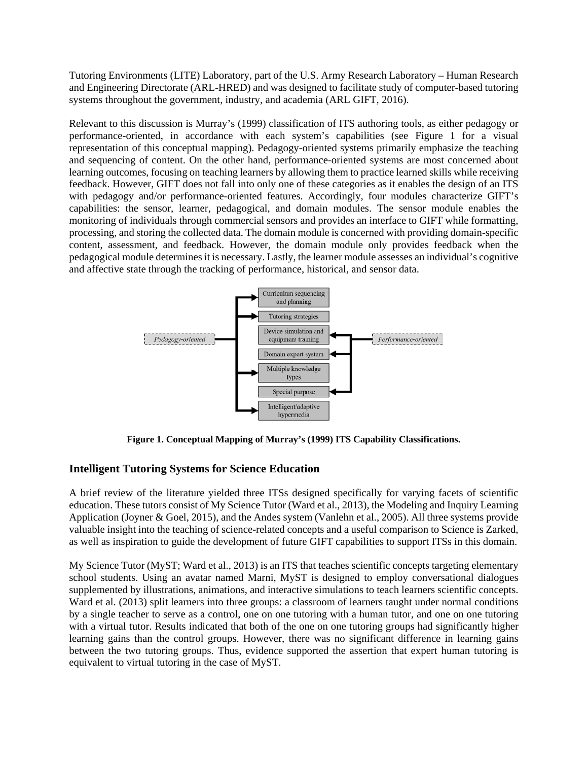Tutoring Environments (LITE) Laboratory, part of the U.S. Army Research Laboratory – Human Research and Engineering Directorate (ARL-HRED) and was designed to facilitate study of computer-based tutoring systems throughout the government, industry, and academia (ARL GIFT, 2016).

Relevant to this discussion is Murray's (1999) classification of ITS authoring tools, as either pedagogy or performance-oriented, in accordance with each system's capabilities (see Figure 1 for a visual representation of this conceptual mapping). Pedagogy-oriented systems primarily emphasize the teaching and sequencing of content. On the other hand, performance-oriented systems are most concerned about learning outcomes, focusing on teaching learners by allowing them to practice learned skills while receiving feedback. However, GIFT does not fall into only one of these categories as it enables the design of an ITS with pedagogy and/or performance-oriented features. Accordingly, four modules characterize GIFT's capabilities: the sensor, learner, pedagogical, and domain modules. The sensor module enables the monitoring of individuals through commercial sensors and provides an interface to GIFT while formatting, processing, and storing the collected data. The domain module is concerned with providing domain-specific content, assessment, and feedback. However, the domain module only provides feedback when the pedagogical module determines it is necessary. Lastly, the learner module assesses an individual's cognitive and affective state through the tracking of performance, historical, and sensor data.

**Figure 1. Conceptual Mapping of Murray's (1999) ITS Capability Classifications.**

## Intelligent Tutoring Systems for Science Education

A brief review of the literature yielded three ITSs designed specifically for varying facets of scientific education. These tutors consist of My Science Tutor (Ward et al., 2013), the Modeling and Inquiry Learning Application (Joyner & Goel, 2015), and the Andes system (Vanlehn et al., 2005). All three systems provide valuable insight into the teaching of science-related concepts and a useful comparison to Science is Zarked, as well as inspiration to guide the development of future GIFT capabilities to support ITSs in this domain.

My Science Tutor (MyST; Ward et al., 2013) is an ITS that teaches scientific concepts targeting elementary school students. Using an avatar named Marni, MyST is designed to employ conversational dialogues supplemented by illustrations, animations, and interactive simulations to teach learners scientific concepts. Ward et al. (2013) split learners into three groups: a classroom of learners taught under normal conditions by a single teacher to serve as a control, one on one tutoring with a human tutor, and one on one tutoring with a virtual tutor. Results indicated that both of the one on one tutoring groups had significantly higher learning gains than the control groups. However, there was no significant difference in learning gains between the two tutoring groups. Thus, evidence supported the assertion that expert human tutoring is equivalent to virtual tutoring in the case of MyST.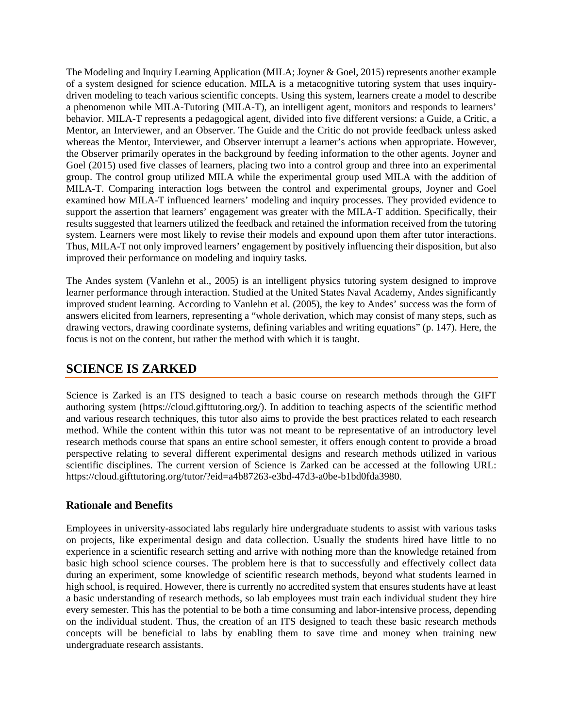The Modeling and Inquiry Learning Application (MILA; Joyner & Goel, 2015) represents another example of a system designed for science education. MILA is a metacognitive tutoring system that uses inquiry-driven modeling to teach various scientific concepts. Using this system, learners create a model to describe a phenomenon while MILA-Tutoring (MILA-T), an intelligent agent, monitors and responds to learners' behavior. MILA-T represents a pedagogical agent, divided into five different versions: a Guide, a Critic, a Mentor, an Interviewer, and an Observer. The Guide and the Critic do not provide feedback unless asked whereas the Mentor, Interviewer, and Observer interrupt a learner's actions when appropriate. However, the Observer primarily operates in the background by feeding information to the other agents. Joyner and Goel (2015) used five classes of learners, placing two into a control group and three into an experimental group. The control group utilized MILA while the experimental group used MILA with the addition of MILA-T. Comparing interaction logs between the control and experimental groups, Joyner and Goel examined how MILA-T influenced learners' modeling and inquiry processes. They provided evidence to support the assertion that learners' engagement was greater with the MILA-T addition. Specifically, their results suggested that learners utilized the feedback and retained the information received from the tutoring system. Learners were most likely to revise their models and expound upon them after tutor interactions. Thus, MILA-T not only improved learners' engagement by positively influencing their disposition, but also improved their performance on modeling and inquiry tasks.

The Andes system (Vanlehn et al., 2005) is an intelligent physics tutoring system designed to improve learner performance through interaction. Studied at the United States Naval Academy, Andes significantly improved student learning. According to Vanlehn et al. (2005), the key to Andes' success was the form of answers elicited from learners, representing a "whole derivation, which may consist of many steps, such as drawing vectors, drawing coordinate systems, defining variables and writing equations" (p. 147). Here, the focus is not on the content, but rather the method with which it is taught.

## SCIENCE IS ZARKED

Science is Zarked is an ITS designed to teach a basic course on research methods through the GIFT authoring system (https://cloud.gifttutoring.org/). In addition to teaching aspects of the scientific method and various research techniques, this tutor also aims to provide the best practices related to each research method. While the content within this tutor was not meant to be representative of an introductory level research methods course that spans an entire school semester, it offers enough content to provide a broad perspective relating to several different experimental designs and research methods utilized in various scientific disciplines. The current version of Science is Zarked can be accessed at the following URL: https://cloud.gifttutoring.org/tutor/?eid=a4b87263-e3bd-47d3-a0be-b1bd0fda3980.

### Rationale and Benefits

Employees in university-associated labs regularly hire undergraduate students to assist with various tasks on projects, like experimental design and data collection. Usually the students hired have little to no experience in a scientific research setting and arrive with nothing more than the knowledge retained from basic high school science courses. The problem here is that to successfully and effectively collect data during an experiment, some knowledge of scientific research methods, beyond what students learned in high school, is required. However, there is currently no accredited system that ensures students have at least a basic understanding of research methods, so lab employees must train each individual student they hire every semester. This has the potential to be both a time consuming and labor-intensive process, depending on the individual student. Thus, the creation of an ITS designed to teach these basic research methods concepts will be beneficial to labs by enabling them to save time and money when training new undergraduate research assistants.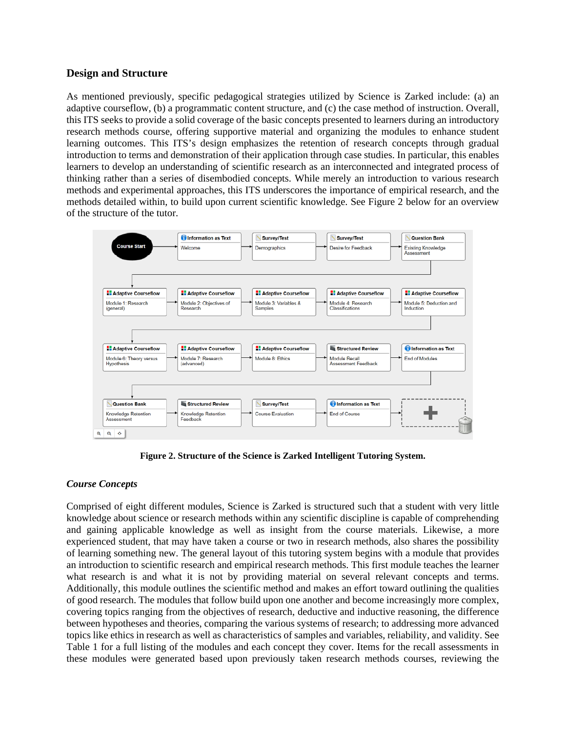## Design and Structure

As mentioned previously, specific pedagogical strategies utilized by Science is Zarked include: (a) an adaptive courseflow, (b) a programmatic content structure, and (c) the case method of instruction. Overall, this ITS seeks to provide a solid coverage of the basic concepts presented to learners during an introductory research methods course, offering supportive material and organizing the modules to enhance student learning outcomes. This ITS's design emphasizes the retention of research concepts through gradual introduction to terms and demonstration of their application through case studies. In particular, this enables learners to develop an understanding of scientific research as an interconnected and integrated process of thinking rather than a series of disembodied concepts. While merely an introduction to various research methods and experimental approaches, this ITS underscores the importance of empirical research, and the methods detailed within, to build upon current scientific knowledge. See Figure 2 below for an overview of the structure of the tutor.

**Figure 2. Structure of the Science is Zarked Intelligent Tutoring System.**

### *Course Concepts*

Comprised of eight different modules, Science is Zarked is structured such that a student with very little knowledge about science or research methods within any scientific discipline is capable of comprehending and gaining applicable knowledge as well as insight from the course materials. Likewise, a more experienced student, that may have taken a course or two in research methods, also shares the possibility of learning something new. The general layout of this tutoring system begins with a module that provides an introduction to scientific research and empirical research methods. This first module teaches the learner what research is and what it is not by providing material on several relevant concepts and terms. Additionally, this module outlines the scientific method and makes an effort toward outlining the qualities of good research. The modules that follow build upon one another and become increasingly more complex, covering topics ranging from the objectives of research, deductive and inductive reasoning, the difference between hypotheses and theories, comparing the various systems of research; to addressing more advanced topics like ethics in research as well as characteristics of samples and variables, reliability, and validity. See Table 1 for a full listing of the modules and each concept they cover. Items for the recall assessments in these modules were generated based upon previously taken research methods courses, reviewing the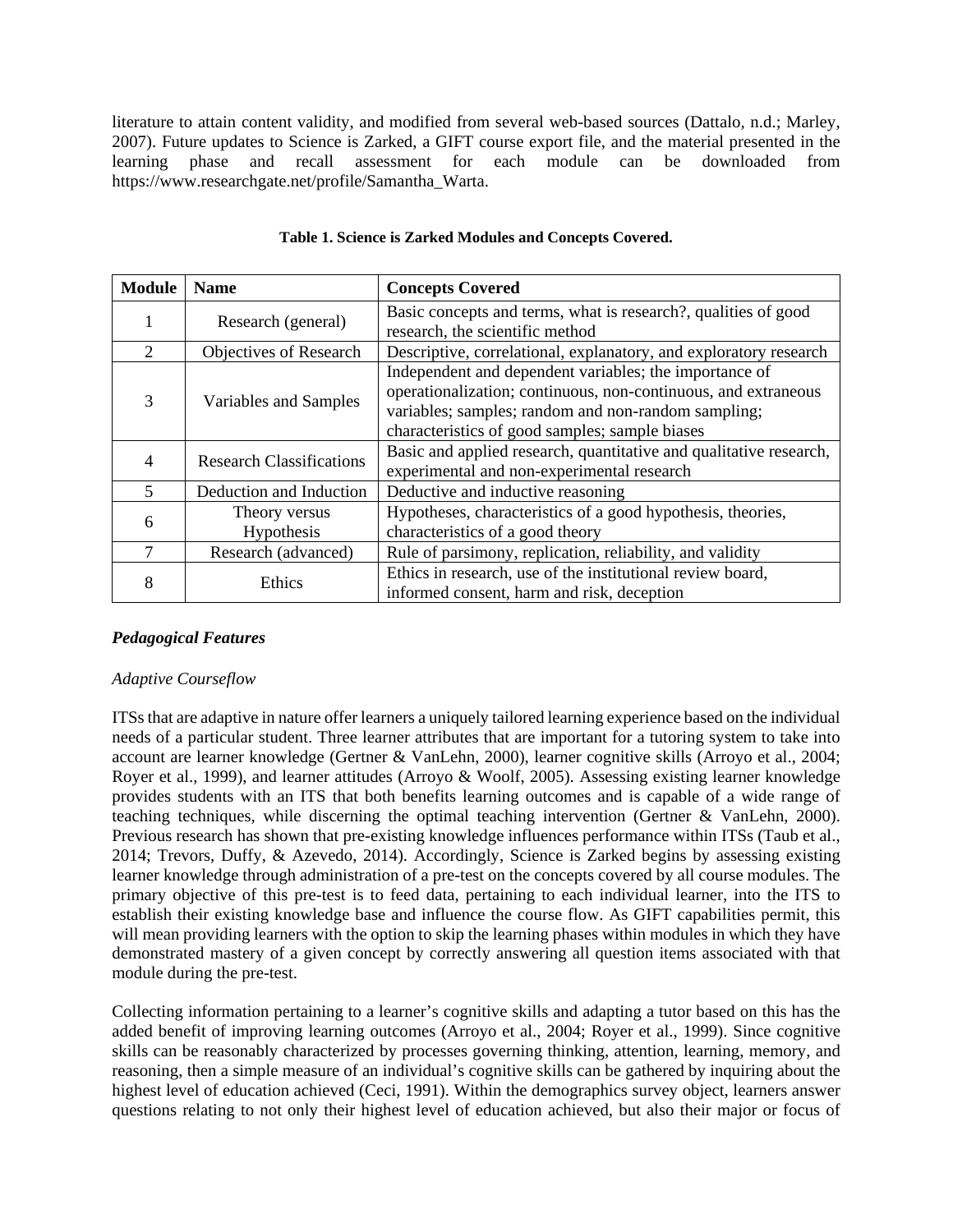literature to attain content validity, and modified from several web-based sources (Dattalo, n.d.; Marley, 2007). Future updates to Science is Zarked, a GIFT course export file, and the material presented in the learning phase and recall assessment for each module can be downloaded from https://www.researchgate.net/profile/Samantha_Warta.

**Table 1. Science is Zarked Modules and Concepts Covered.**

| Module | Name | Concepts Covered |
|---|---|---|
| 1 | Research (general) | Basic concepts and terms, what is research?, qualities of good research, the scientific method |
| 2 | Objectives of Research | Descriptive, correlational, explanatory, and exploratory research |
| 3 | Variables and Samples | Independent and dependent variables; the importance of operationalization; continuous, non-continuous, and extraneous variables; samples; random and non-random sampling; characteristics of good samples; sample biases |
| 4 | Research Classifications | Basic and applied research, quantitative and qualitative research, experimental and non-experimental research |
| 5 | Deduction and Induction | Deductive and inductive reasoning |
| 6 | Theory versus Hypothesis | Hypotheses, characteristics of a good hypothesis, theories, characteristics of a good theory |
| 7 | Research (advanced) | Rule of parsimony, replication, reliability, and validity |
| 8 | Ethics | Ethics in research, use of the institutional review board, informed consent, harm and risk, deception |

### *Pedagogical Features*

#### *Adaptive Courseflow*

ITSs that are adaptive in nature offer learners a uniquely tailored learning experience based on the individual needs of a particular student. Three learner attributes that are important for a tutoring system to take into account are learner knowledge (Gertner & VanLehn, 2000), learner cognitive skills (Arroyo et al., 2004; Royer et al., 1999), and learner attitudes (Arroyo & Woolf, 2005). Assessing existing learner knowledge provides students with an ITS that both benefits learning outcomes and is capable of a wide range of teaching techniques, while discerning the optimal teaching intervention (Gertner & VanLehn, 2000). Previous research has shown that pre-existing knowledge influences performance within ITSs (Taub et al., 2014; Trevors, Duffy, & Azevedo, 2014). Accordingly, Science is Zarked begins by assessing existing learner knowledge through administration of a pre-test on the concepts covered by all course modules. The primary objective of this pre-test is to feed data, pertaining to each individual learner, into the ITS to establish their existing knowledge base and influence the course flow. As GIFT capabilities permit, this will mean providing learners with the option to skip the learning phases within modules in which they have demonstrated mastery of a given concept by correctly answering all question items associated with that module during the pre-test.

Collecting information pertaining to a learner's cognitive skills and adapting a tutor based on this has the added benefit of improving learning outcomes (Arroyo et al., 2004; Royer et al., 1999). Since cognitive skills can be reasonably characterized by processes governing thinking, attention, learning, memory, and reasoning, then a simple measure of an individual's cognitive skills can be gathered by inquiring about the highest level of education achieved (Ceci, 1991). Within the demographics survey object, learners answer questions relating to not only their highest level of education achieved, but also their major or focus of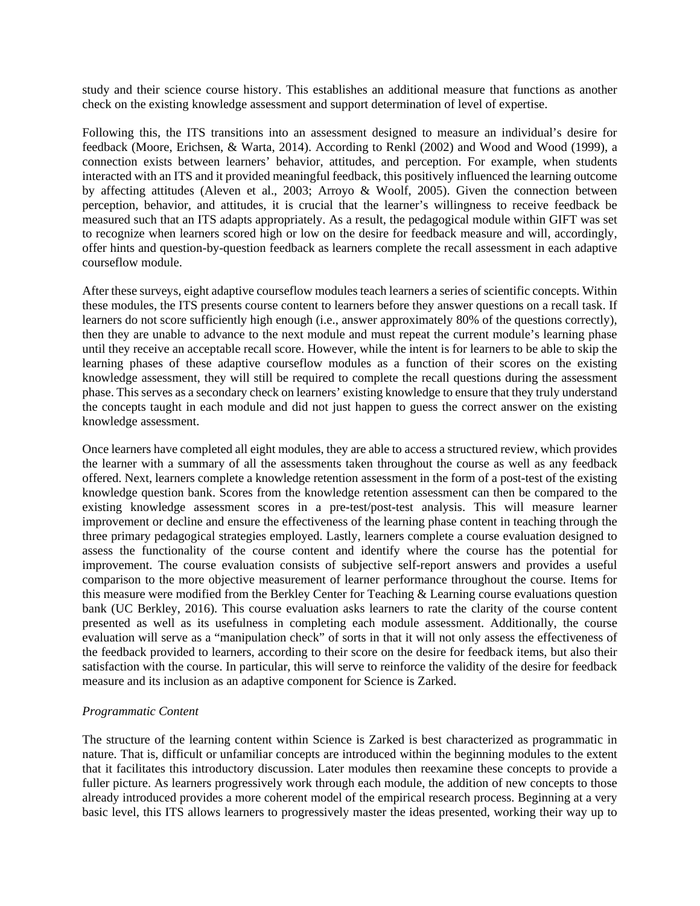study and their science course history. This establishes an additional measure that functions as another check on the existing knowledge assessment and support determination of level of expertise.

Following this, the ITS transitions into an assessment designed to measure an individual's desire for feedback (Moore, Erichsen, & Warta, 2014). According to Renkl (2002) and Wood and Wood (1999), a connection exists between learners' behavior, attitudes, and perception. For example, when students interacted with an ITS and it provided meaningful feedback, this positively influenced the learning outcome by affecting attitudes (Aleven et al., 2003; Arroyo & Woolf, 2005). Given the connection between perception, behavior, and attitudes, it is crucial that the learner's willingness to receive feedback be measured such that an ITS adapts appropriately. As a result, the pedagogical module within GIFT was set to recognize when learners scored high or low on the desire for feedback measure and will, accordingly, offer hints and question-by-question feedback as learners complete the recall assessment in each adaptive courseflow module.

After these surveys, eight adaptive courseflow modules teach learners a series of scientific concepts. Within these modules, the ITS presents course content to learners before they answer questions on a recall task. If learners do not score sufficiently high enough (i.e., answer approximately 80% of the questions correctly), then they are unable to advance to the next module and must repeat the current module's learning phase until they receive an acceptable recall score. However, while the intent is for learners to be able to skip the learning phases of these adaptive courseflow modules as a function of their scores on the existing knowledge assessment, they will still be required to complete the recall questions during the assessment phase. This serves as a secondary check on learners' existing knowledge to ensure that they truly understand the concepts taught in each module and did not just happen to guess the correct answer on the existing knowledge assessment.

Once learners have completed all eight modules, they are able to access a structured review, which provides the learner with a summary of all the assessments taken throughout the course as well as any feedback offered. Next, learners complete a knowledge retention assessment in the form of a post-test of the existing knowledge question bank. Scores from the knowledge retention assessment can then be compared to the existing knowledge assessment scores in a pre-test/post-test analysis. This will measure learner improvement or decline and ensure the effectiveness of the learning phase content in teaching through the three primary pedagogical strategies employed. Lastly, learners complete a course evaluation designed to assess the functionality of the course content and identify where the course has the potential for improvement. The course evaluation consists of subjective self-report answers and provides a useful comparison to the more objective measurement of learner performance throughout the course. Items for this measure were modified from the Berkley Center for Teaching & Learning course evaluations question bank (UC Berkley, 2016). This course evaluation asks learners to rate the clarity of the course content presented as well as its usefulness in completing each module assessment. Additionally, the course evaluation will serve as a "manipulation check" of sorts in that it will not only assess the effectiveness of the feedback provided to learners, according to their score on the desire for feedback items, but also their satisfaction with the course. In particular, this will serve to reinforce the validity of the desire for feedback measure and its inclusion as an adaptive component for Science is Zarked.

*Programmatic Content*

The structure of the learning content within Science is Zarked is best characterized as programmatic in nature. That is, difficult or unfamiliar concepts are introduced within the beginning modules to the extent that it facilitates this introductory discussion. Later modules then reexamine these concepts to provide a fuller picture. As learners progressively work through each module, the addition of new concepts to those already introduced provides a more coherent model of the empirical research process. Beginning at a very basic level, this ITS allows learners to progressively master the ideas presented, working their way up to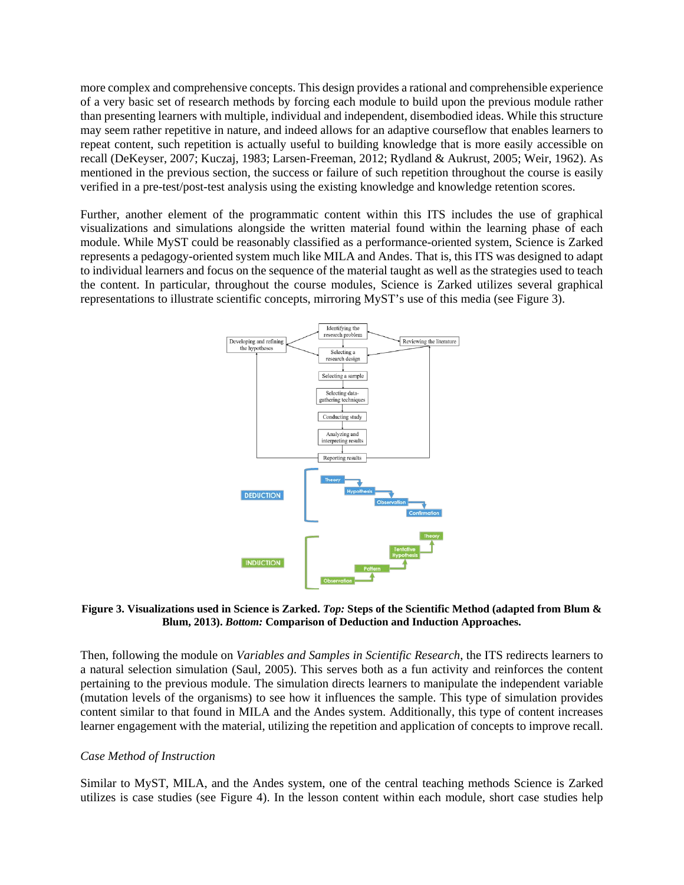more complex and comprehensive concepts. This design provides a rational and comprehensible experience of a very basic set of research methods by forcing each module to build upon the previous module rather than presenting learners with multiple, individual and independent, disembodied ideas. While this structure may seem rather repetitive in nature, and indeed allows for an adaptive courseflow that enables learners to repeat content, such repetition is actually useful to building knowledge that is more easily accessible on recall (DeKeyser, 2007; Kuczaj, 1983; Larsen-Freeman, 2012; Rydland & Aukrust, 2005; Weir, 1962). As mentioned in the previous section, the success or failure of such repetition throughout the course is easily verified in a pre-test/post-test analysis using the existing knowledge and knowledge retention scores.

Further, another element of the programmatic content within this ITS includes the use of graphical visualizations and simulations alongside the written material found within the learning phase of each module. While MyST could be reasonably classified as a performance-oriented system, Science is Zarked represents a pedagogy-oriented system much like MILA and Andes. That is, this ITS was designed to adapt to individual learners and focus on the sequence of the material taught as well as the strategies used to teach the content. In particular, throughout the course modules, Science is Zarked utilizes several graphical representations to illustrate scientific concepts, mirroring MyST's use of this media (see Figure 3).

**Figure 3. Visualizations used in Science is Zarked.** ***Top:*** **Steps of the Scientific Method (adapted from Blum & Blum, 2013).** ***Bottom:*** **Comparison of Deduction and Induction Approaches.**

Then, following the module on *Variables and Samples in Scientific Research*, the ITS redirects learners to a natural selection simulation (Saul, 2005). This serves both as a fun activity and reinforces the content pertaining to the previous module. The simulation directs learners to manipulate the independent variable (mutation levels of the organisms) to see how it influences the sample. This type of simulation provides content similar to that found in MILA and the Andes system. Additionally, this type of content increases learner engagement with the material, utilizing the repetition and application of concepts to improve recall.

*Case Method of Instruction*

Similar to MyST, MILA, and the Andes system, one of the central teaching methods Science is Zarked utilizes is case studies (see Figure 4). In the lesson content within each module, short case studies help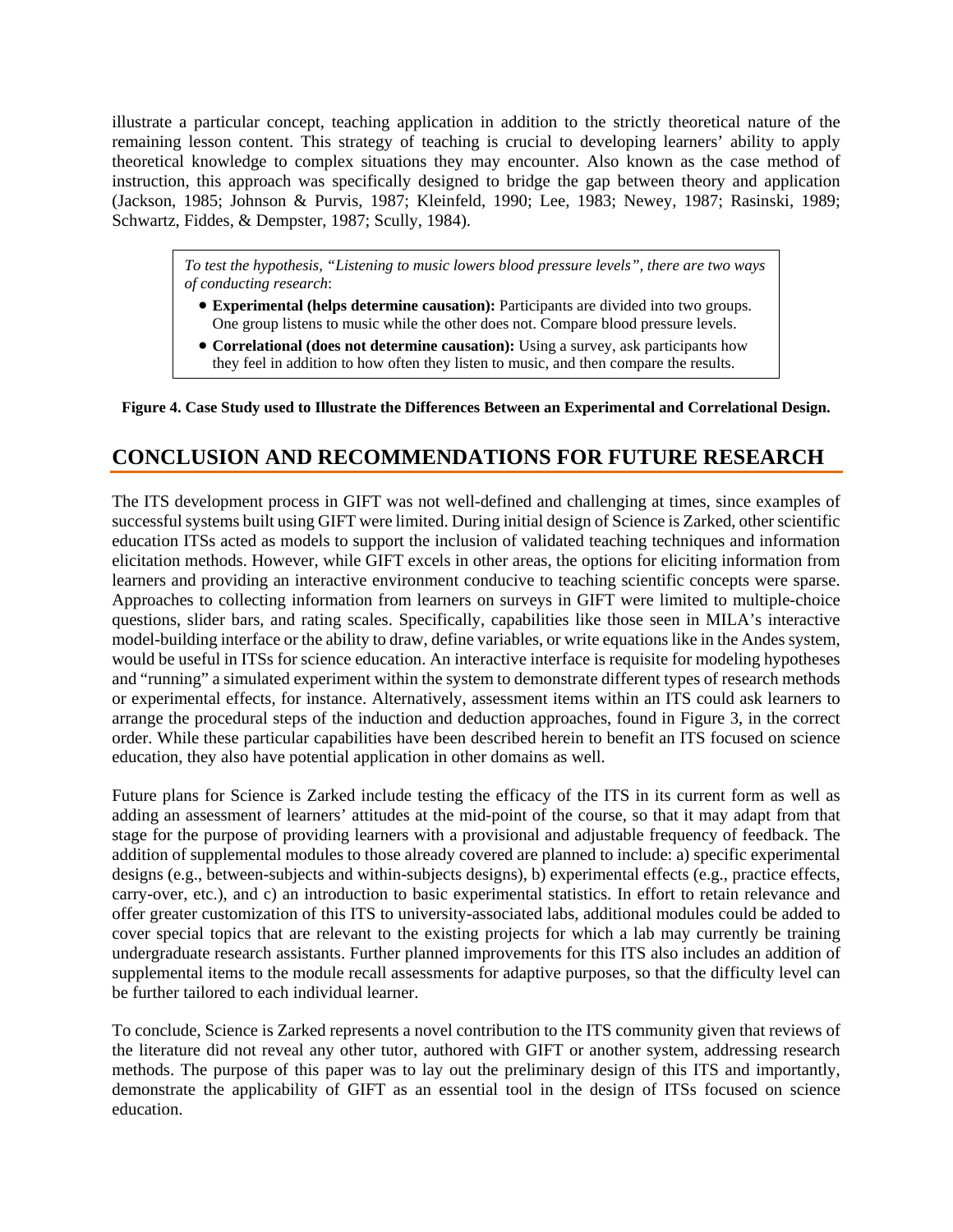illustrate a particular concept, teaching application in addition to the strictly theoretical nature of the remaining lesson content. This strategy of teaching is crucial to developing learners' ability to apply theoretical knowledge to complex situations they may encounter. Also known as the case method of instruction, this approach was specifically designed to bridge the gap between theory and application (Jackson, 1985; Johnson & Purvis, 1987; Kleinfeld, 1990; Lee, 1983; Newey, 1987; Rasinski, 1989; Schwartz, Fiddes, & Dempster, 1987; Scully, 1984).

> *To test the hypothesis, "Listening to music lowers blood pressure levels", there are two ways of conducting research*:
>
> - **Experimental (helps determine causation):** Participants are divided into two groups. One group listens to music while the other does not. Compare blood pressure levels.
> - **Correlational (does not determine causation):** Using a survey, ask participants how they feel in addition to how often they listen to music, and then compare the results.

**Figure 4. Case Study used to Illustrate the Differences Between an Experimental and Correlational Design.**

## CONCLUSION AND RECOMMENDATIONS FOR FUTURE RESEARCH

The ITS development process in GIFT was not well-defined and challenging at times, since examples of successful systems built using GIFT were limited. During initial design of Science is Zarked, other scientific education ITSs acted as models to support the inclusion of validated teaching techniques and information elicitation methods. However, while GIFT excels in other areas, the options for eliciting information from learners and providing an interactive environment conducive to teaching scientific concepts were sparse. Approaches to collecting information from learners on surveys in GIFT were limited to multiple-choice questions, slider bars, and rating scales. Specifically, capabilities like those seen in MILA's interactive model-building interface or the ability to draw, define variables, or write equations like in the Andes system, would be useful in ITSs for science education. An interactive interface is requisite for modeling hypotheses and "running" a simulated experiment within the system to demonstrate different types of research methods or experimental effects, for instance. Alternatively, assessment items within an ITS could ask learners to arrange the procedural steps of the induction and deduction approaches, found in Figure 3, in the correct order. While these particular capabilities have been described herein to benefit an ITS focused on science education, they also have potential application in other domains as well.

Future plans for Science is Zarked include testing the efficacy of the ITS in its current form as well as adding an assessment of learners' attitudes at the mid-point of the course, so that it may adapt from that stage for the purpose of providing learners with a provisional and adjustable frequency of feedback. The addition of supplemental modules to those already covered are planned to include: a) specific experimental designs (e.g., between-subjects and within-subjects designs), b) experimental effects (e.g., practice effects, carry-over, etc.), and c) an introduction to basic experimental statistics. In effort to retain relevance and offer greater customization of this ITS to university-associated labs, additional modules could be added to cover special topics that are relevant to the existing projects for which a lab may currently be training undergraduate research assistants. Further planned improvements for this ITS also includes an addition of supplemental items to the module recall assessments for adaptive purposes, so that the difficulty level can be further tailored to each individual learner.

To conclude, Science is Zarked represents a novel contribution to the ITS community given that reviews of the literature did not reveal any other tutor, authored with GIFT or another system, addressing research methods. The purpose of this paper was to lay out the preliminary design of this ITS and importantly, demonstrate the applicability of GIFT as an essential tool in the design of ITSs focused on science education.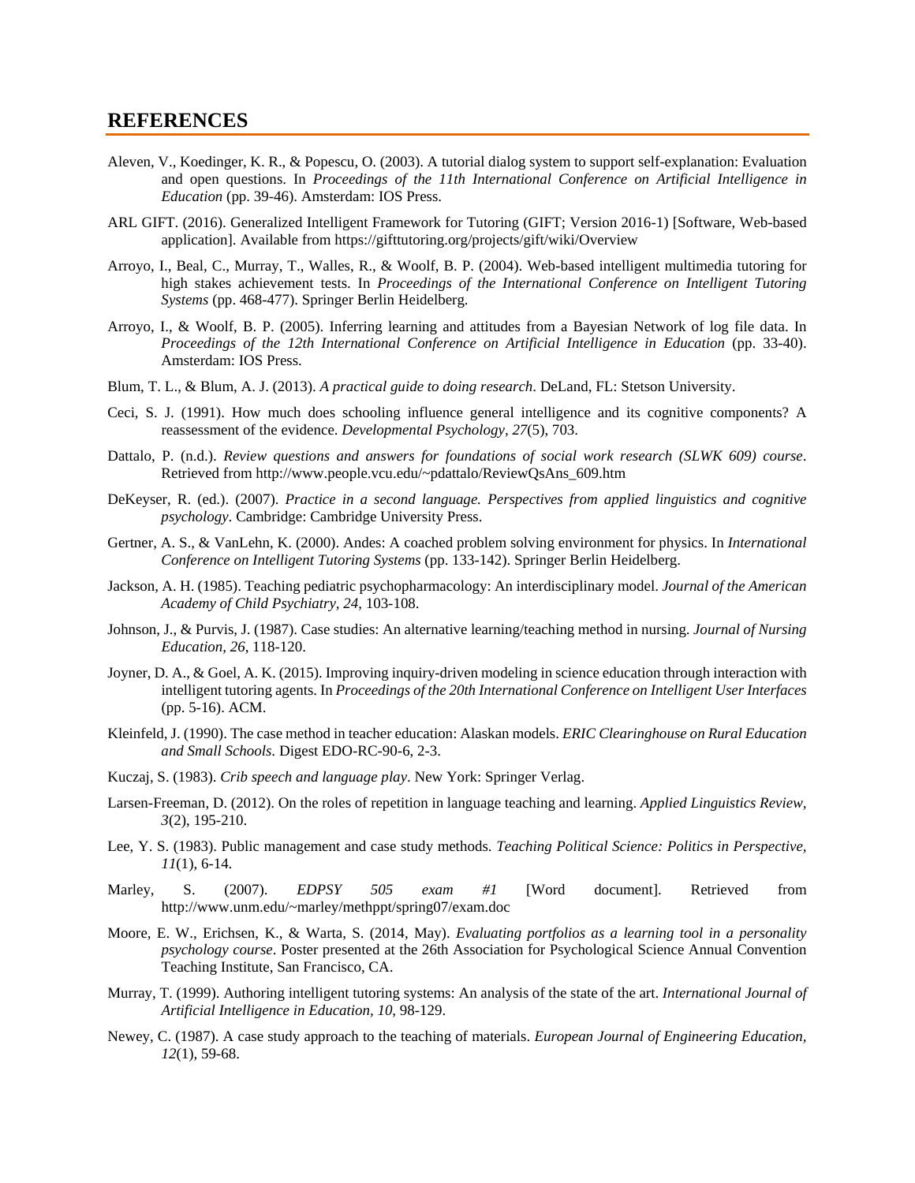## REFERENCES

Aleven, V., Koedinger, K. R., & Popescu, O. (2003). A tutorial dialog system to support self-explanation: Evaluation and open questions. In *Proceedings of the 11th International Conference on Artificial Intelligence in Education* (pp. 39-46). Amsterdam: IOS Press.

ARL GIFT. (2016). Generalized Intelligent Framework for Tutoring (GIFT; Version 2016-1) [Software, Web-based application]. Available from https://gifttutoring.org/projects/gift/wiki/Overview

Arroyo, I., Beal, C., Murray, T., Walles, R., & Woolf, B. P. (2004). Web-based intelligent multimedia tutoring for high stakes achievement tests. In *Proceedings of the International Conference on Intelligent Tutoring Systems* (pp. 468-477). Springer Berlin Heidelberg.

Arroyo, I., & Woolf, B. P. (2005). Inferring learning and attitudes from a Bayesian Network of log file data. In *Proceedings of the 12th International Conference on Artificial Intelligence in Education* (pp. 33-40). Amsterdam: IOS Press.

Blum, T. L., & Blum, A. J. (2013). *A practical guide to doing research*. DeLand, FL: Stetson University.

Ceci, S. J. (1991). How much does schooling influence general intelligence and its cognitive components? A reassessment of the evidence. *Developmental Psychology, 27*(5), 703.

Dattalo, P. (n.d.). *Review questions and answers for foundations of social work research (SLWK 609) course*. Retrieved from http://www.people.vcu.edu/~pdattalo/ReviewQsAns_609.htm

DeKeyser, R. (ed.). (2007). *Practice in a second language. Perspectives from applied linguistics and cognitive psychology*. Cambridge: Cambridge University Press.

Gertner, A. S., & VanLehn, K. (2000). Andes: A coached problem solving environment for physics. In *International Conference on Intelligent Tutoring Systems* (pp. 133-142). Springer Berlin Heidelberg.

Jackson, A. H. (1985). Teaching pediatric psychopharmacology: An interdisciplinary model. *Journal of the American Academy of Child Psychiatry, 24*, 103-108.

Johnson, J., & Purvis, J. (1987). Case studies: An alternative learning/teaching method in nursing. *Journal of Nursing Education, 26*, 118-120.

Joyner, D. A., & Goel, A. K. (2015). Improving inquiry-driven modeling in science education through interaction with intelligent tutoring agents. In *Proceedings of the 20th International Conference on Intelligent User Interfaces* (pp. 5-16). ACM.

Kleinfeld, J. (1990). The case method in teacher education: Alaskan models. *ERIC Clearinghouse on Rural Education and Small Schools*. Digest EDO-RC-90-6, 2-3.

Kuczaj, S. (1983). *Crib speech and language play*. New York: Springer Verlag.

Larsen-Freeman, D. (2012). On the roles of repetition in language teaching and learning. *Applied Linguistics Review, 3*(2), 195-210.

Lee, Y. S. (1983). Public management and case study methods. *Teaching Political Science: Politics in Perspective, 11*(1), 6-14.

Marley, S. (2007). *EDPSY 505 exam #1* [Word document]. Retrieved from http://www.unm.edu/~marley/methppt/spring07/exam.doc

Moore, E. W., Erichsen, K., & Warta, S. (2014, May). *Evaluating portfolios as a learning tool in a personality psychology course*. Poster presented at the 26th Association for Psychological Science Annual Convention Teaching Institute, San Francisco, CA.

Murray, T. (1999). Authoring intelligent tutoring systems: An analysis of the state of the art. *International Journal of Artificial Intelligence in Education, 10*, 98-129.

Newey, C. (1987). A case study approach to the teaching of materials. *European Journal of Engineering Education, 12*(1), 59-68.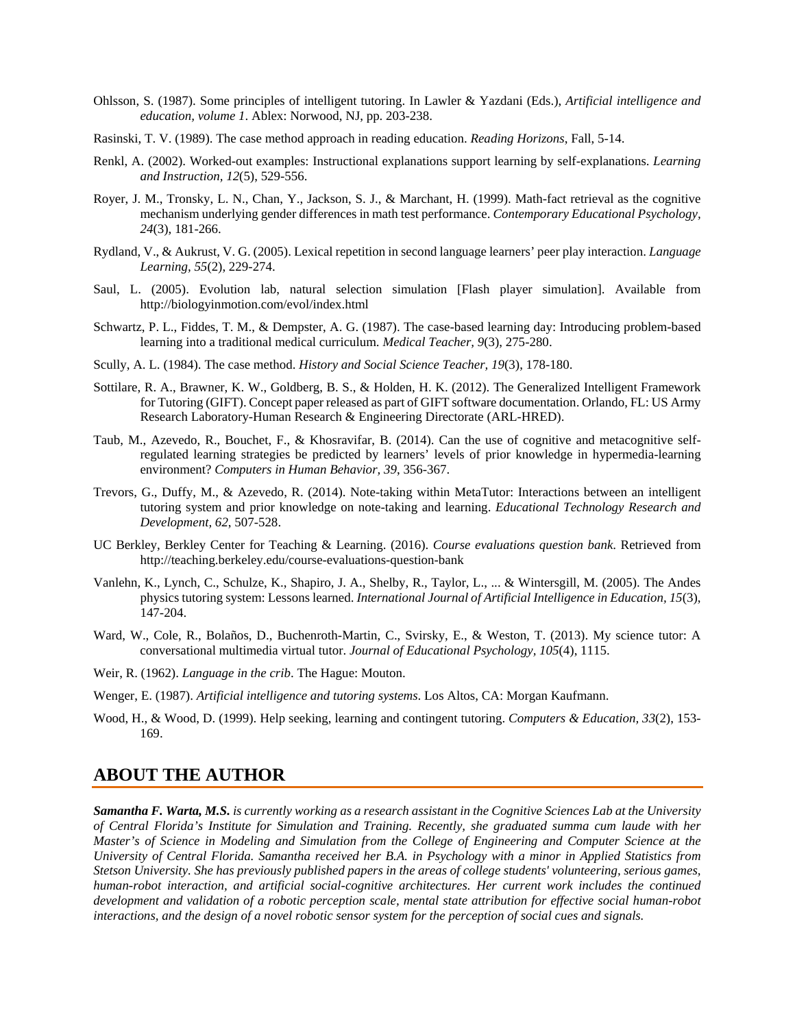Ohlsson, S. (1987). Some principles of intelligent tutoring. In Lawler & Yazdani (Eds.), *Artificial intelligence and education, volume 1*. Ablex: Norwood, NJ, pp. 203-238.

Rasinski, T. V. (1989). The case method approach in reading education. *Reading Horizons*, Fall, 5-14.

Renkl, A. (2002). Worked-out examples: Instructional explanations support learning by self-explanations. *Learning and Instruction, 12*(5), 529-556.

Royer, J. M., Tronsky, L. N., Chan, Y., Jackson, S. J., & Marchant, H. (1999). Math-fact retrieval as the cognitive mechanism underlying gender differences in math test performance. *Contemporary Educational Psychology, 24*(3), 181-266.

Rydland, V., & Aukrust, V. G. (2005). Lexical repetition in second language learners' peer play interaction. *Language Learning, 55*(2), 229-274.

Saul, L. (2005). Evolution lab, natural selection simulation [Flash player simulation]. Available from http://biologyinmotion.com/evol/index.html

Schwartz, P. L., Fiddes, T. M., & Dempster, A. G. (1987). The case-based learning day: Introducing problem-based learning into a traditional medical curriculum. *Medical Teacher, 9*(3), 275-280.

Scully, A. L. (1984). The case method. *History and Social Science Teacher, 19*(3), 178-180.

Sottilare, R. A., Brawner, K. W., Goldberg, B. S., & Holden, H. K. (2012). The Generalized Intelligent Framework for Tutoring (GIFT). Concept paper released as part of GIFT software documentation. Orlando, FL: US Army Research Laboratory-Human Research & Engineering Directorate (ARL-HRED).

Taub, M., Azevedo, R., Bouchet, F., & Khosravifar, B. (2014). Can the use of cognitive and metacognitive self-regulated learning strategies be predicted by learners' levels of prior knowledge in hypermedia-learning environment? *Computers in Human Behavior, 39*, 356-367.

Trevors, G., Duffy, M., & Azevedo, R. (2014). Note-taking within MetaTutor: Interactions between an intelligent tutoring system and prior knowledge on note-taking and learning. *Educational Technology Research and Development, 62*, 507-528.

UC Berkley, Berkley Center for Teaching & Learning. (2016). *Course evaluations question bank*. Retrieved from http://teaching.berkeley.edu/course-evaluations-question-bank

Vanlehn, K., Lynch, C., Schulze, K., Shapiro, J. A., Shelby, R., Taylor, L., ... & Wintersgill, M. (2005). The Andes physics tutoring system: Lessons learned. *International Journal of Artificial Intelligence in Education, 15*(3), 147-204.

Ward, W., Cole, R., Bolaños, D., Buchenroth-Martin, C., Svirsky, E., & Weston, T. (2013). My science tutor: A conversational multimedia virtual tutor. *Journal of Educational Psychology, 105*(4), 1115.

Weir, R. (1962). *Language in the crib*. The Hague: Mouton.

Wenger, E. (1987). *Artificial intelligence and tutoring systems*. Los Altos, CA: Morgan Kaufmann.

Wood, H., & Wood, D. (1999). Help seeking, learning and contingent tutoring. *Computers & Education, 33*(2), 153-169.

## ABOUT THE AUTHOR

***Samantha F. Warta, M.S.*** *is currently working as a research assistant in the Cognitive Sciences Lab at the University of Central Florida's Institute for Simulation and Training. Recently, she graduated summa cum laude with her Master's of Science in Modeling and Simulation from the College of Engineering and Computer Science at the University of Central Florida. Samantha received her B.A. in Psychology with a minor in Applied Statistics from Stetson University. She has previously published papers in the areas of college students' volunteering, serious games, human-robot interaction, and artificial social-cognitive architectures. Her current work includes the continued development and validation of a robotic perception scale, mental state attribution for effective social human-robot interactions, and the design of a novel robotic sensor system for the perception of social cues and signals.*